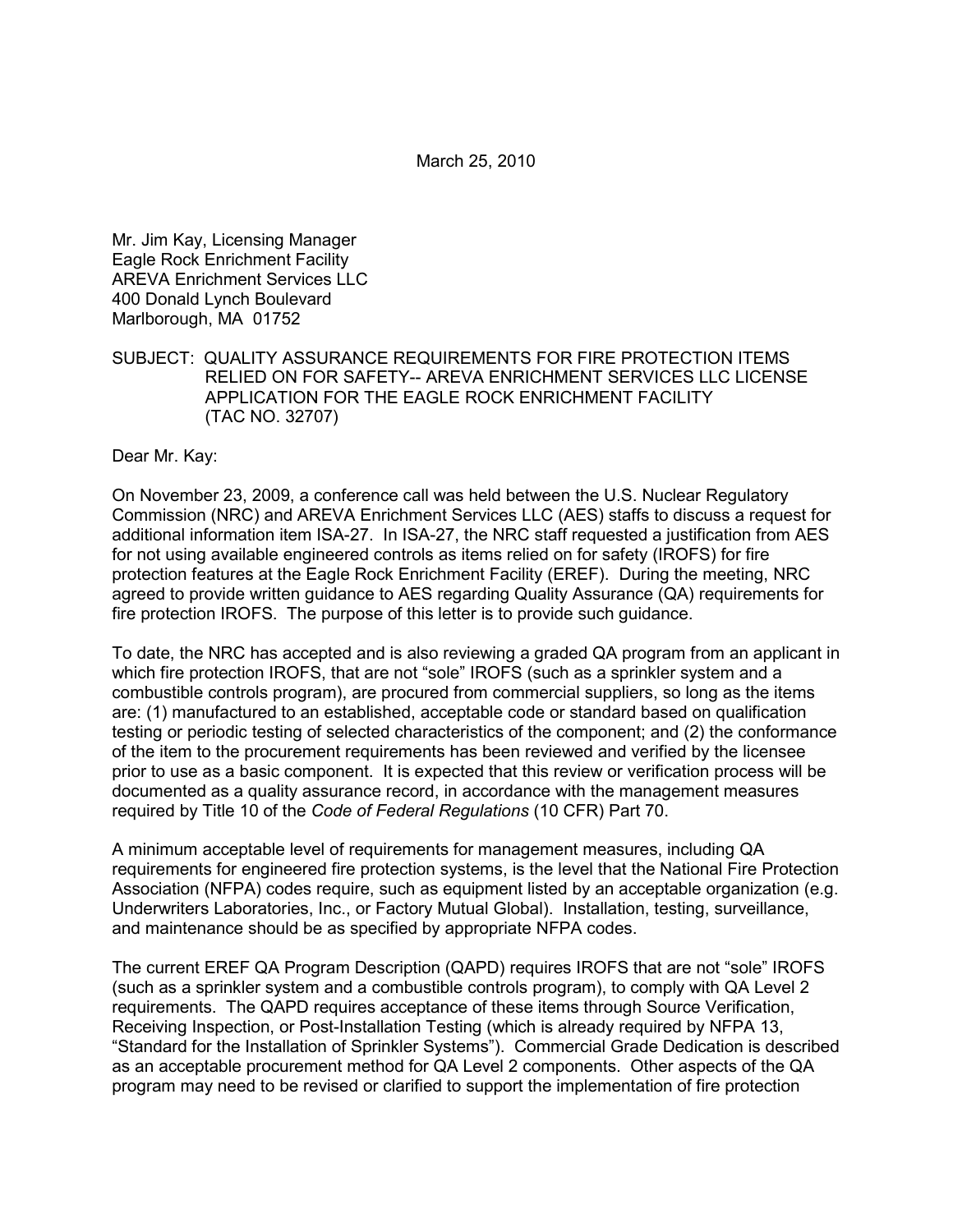March 25, 2010

Mr. Jim Kay, Licensing Manager
Eagle Rock Enrichment Facility
AREVA Enrichment Services LLC
400 Donald Lynch Boulevard
Marlborough, MA 01752

SUBJECT: QUALITY ASSURANCE REQUIREMENTS FOR FIRE PROTECTION ITEMS RELIED ON FOR SAFETY-- AREVA ENRICHMENT SERVICES LLC LICENSE APPLICATION FOR THE EAGLE ROCK ENRICHMENT FACILITY (TAC NO. 32707)

Dear Mr. Kay:

On November 23, 2009, a conference call was held between the U.S. Nuclear Regulatory Commission (NRC) and AREVA Enrichment Services LLC (AES) staffs to discuss a request for additional information item ISA-27. In ISA-27, the NRC staff requested a justification from AES for not using available engineered controls as items relied on for safety (IROFS) for fire protection features at the Eagle Rock Enrichment Facility (EREF). During the meeting, NRC agreed to provide written guidance to AES regarding Quality Assurance (QA) requirements for fire protection IROFS. The purpose of this letter is to provide such guidance.

To date, the NRC has accepted and is also reviewing a graded QA program from an applicant in which fire protection IROFS, that are not "sole" IROFS (such as a sprinkler system and a combustible controls program), are procured from commercial suppliers, so long as the items are: (1) manufactured to an established, acceptable code or standard based on qualification testing or periodic testing of selected characteristics of the component; and (2) the conformance of the item to the procurement requirements has been reviewed and verified by the licensee prior to use as a basic component. It is expected that this review or verification process will be documented as a quality assurance record, in accordance with the management measures required by Title 10 of the *Code of Federal Regulations* (10 CFR) Part 70.

A minimum acceptable level of requirements for management measures, including QA requirements for engineered fire protection systems, is the level that the National Fire Protection Association (NFPA) codes require, such as equipment listed by an acceptable organization (e.g. Underwriters Laboratories, Inc., or Factory Mutual Global). Installation, testing, surveillance, and maintenance should be as specified by appropriate NFPA codes.

The current EREF QA Program Description (QAPD) requires IROFS that are not "sole" IROFS (such as a sprinkler system and a combustible controls program), to comply with QA Level 2 requirements. The QAPD requires acceptance of these items through Source Verification, Receiving Inspection, or Post-Installation Testing (which is already required by NFPA 13, "Standard for the Installation of Sprinkler Systems"). Commercial Grade Dedication is described as an acceptable procurement method for QA Level 2 components. Other aspects of the QA program may need to be revised or clarified to support the implementation of fire protection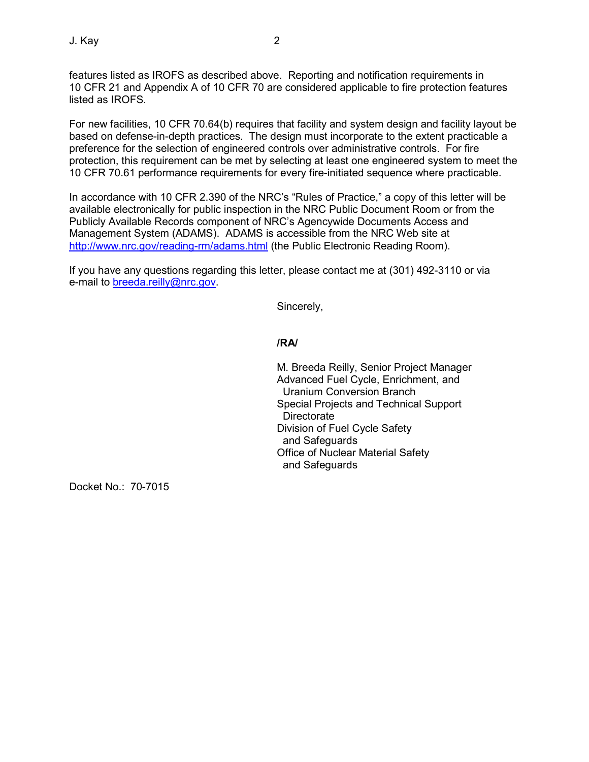features listed as IROFS as described above. Reporting and notification requirements in 10 CFR 21 and Appendix A of 10 CFR 70 are considered applicable to fire protection features listed as IROFS.

For new facilities, 10 CFR 70.64(b) requires that facility and system design and facility layout be based on defense-in-depth practices. The design must incorporate to the extent practicable a preference for the selection of engineered controls over administrative controls. For fire protection, this requirement can be met by selecting at least one engineered system to meet the 10 CFR 70.61 performance requirements for every fire-initiated sequence where practicable.

In accordance with 10 CFR 2.390 of the NRC's "Rules of Practice," a copy of this letter will be available electronically for public inspection in the NRC Public Document Room or from the Publicly Available Records component of NRC's Agencywide Documents Access and Management System (ADAMS). ADAMS is accessible from the NRC Web site at http://www.nrc.gov/reading-rm/adams.html (the Public Electronic Reading Room).

If you have any questions regarding this letter, please contact me at (301) 492-3110 or via e-mail to breeda.reilly@nrc.gov.

Sincerely,

**/RA/**

M. Breeda Reilly, Senior Project Manager
Advanced Fuel Cycle, Enrichment, and
Uranium Conversion Branch
Special Projects and Technical Support
Directorate
Division of Fuel Cycle Safety
and Safeguards
Office of Nuclear Material Safety
and Safeguards

Docket No.: 70-7015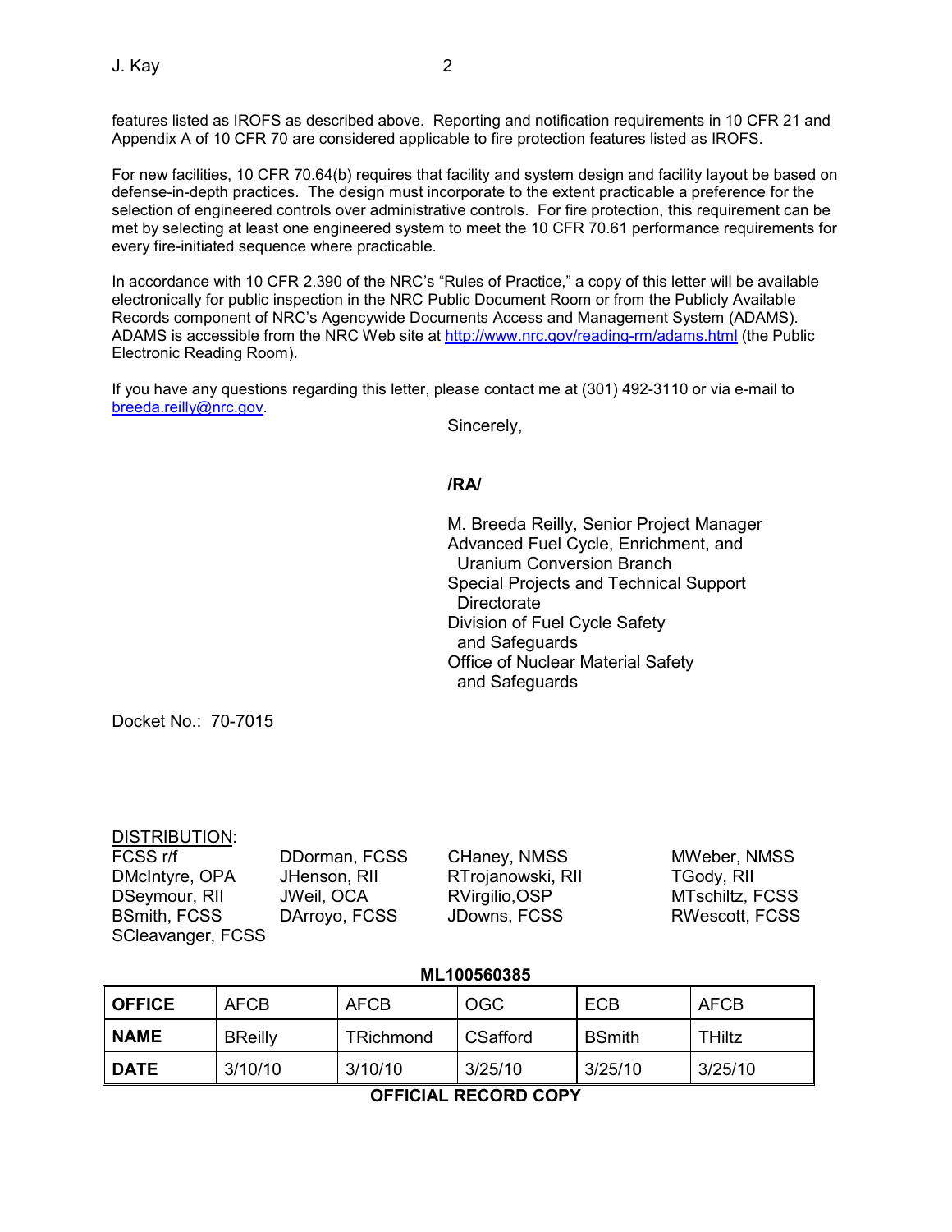features listed as IROFS as described above. Reporting and notification requirements in 10 CFR 21 and Appendix A of 10 CFR 70 are considered applicable to fire protection features listed as IROFS.

For new facilities, 10 CFR 70.64(b) requires that facility and system design and facility layout be based on defense-in-depth practices. The design must incorporate to the extent practicable a preference for the selection of engineered controls over administrative controls. For fire protection, this requirement can be met by selecting at least one engineered system to meet the 10 CFR 70.61 performance requirements for every fire-initiated sequence where practicable.

In accordance with 10 CFR 2.390 of the NRC's "Rules of Practice," a copy of this letter will be available electronically for public inspection in the NRC Public Document Room or from the Publicly Available Records component of NRC's Agencywide Documents Access and Management System (ADAMS). ADAMS is accessible from the NRC Web site at http://www.nrc.gov/reading-rm/adams.html (the Public Electronic Reading Room).

If you have any questions regarding this letter, please contact me at (301) 492-3110 or via e-mail to breeda.reilly@nrc.gov.

Sincerely,

**/RA/**

M. Breeda Reilly, Senior Project Manager
Advanced Fuel Cycle, Enrichment, and
Uranium Conversion Branch
Special Projects and Technical Support
Directorate
Division of Fuel Cycle Safety
and Safeguards
Office of Nuclear Material Safety
and Safeguards

Docket No.: 70-7015

DISTRIBUTION:

FCSS r/f
DMcIntyre, OPA
DSeymour, RII
BSmith, FCSS
SCleavanger, FCSS
DDorman, FCSS
JHenson, RII
JWeil, OCA
DArroyo, FCSS
CHaney, NMSS
RTrojanowski, RII
RVirgilio, OSP
JDowns, FCSS
MWeber, NMSS
TGody, RII
MTschiltz, FCSS
RWescott, FCSS

**ML100560385**

| **OFFICE** | AFCB | AFCB | OGC | ECB | AFCB |
|---|---|---|---|---|---|
| **NAME** | BReilly | TRichmond | CSafford | BSmith | THiltz |
| **DATE** | 3/10/10 | 3/10/10 | 3/25/10 | 3/25/10 | 3/25/10 |

**OFFICIAL RECORD COPY**